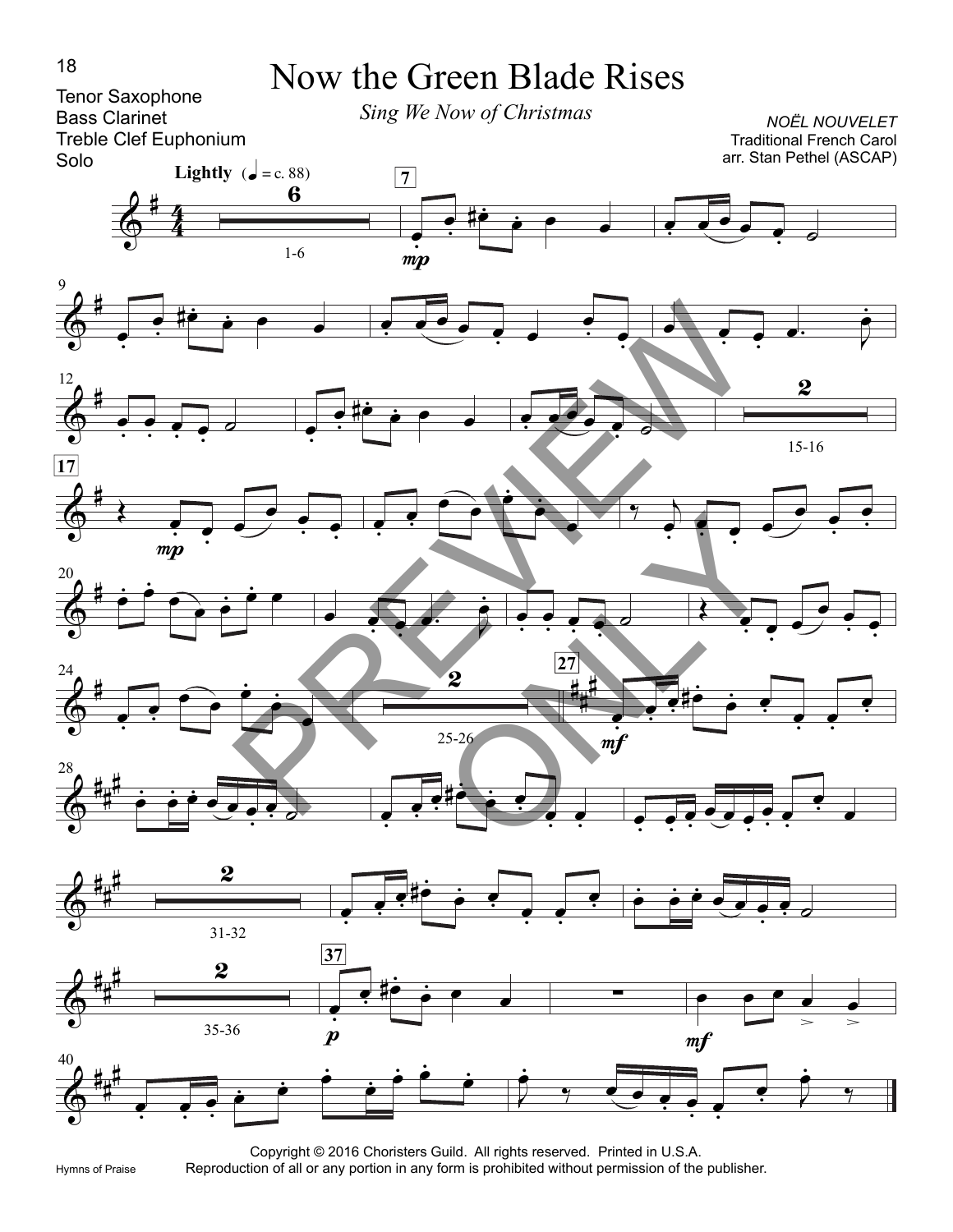Tenor Saxophone
Bass Clarinet
Treble Clef Euphonium
Solo

# Now the Green Blade Rises

*Sing We Now of Christmas*

*NOËL NOUVELET*
Traditional French Carol
arr. Stan Pethel (ASCAP)

**Lightly** (♩ = c. 88)

Copyright © 2016 Choristers Guild. All rights reserved. Printed in U.S.A.
Reproduction of all or any portion in any form is prohibited without permission of the publisher.

Hymns of Praise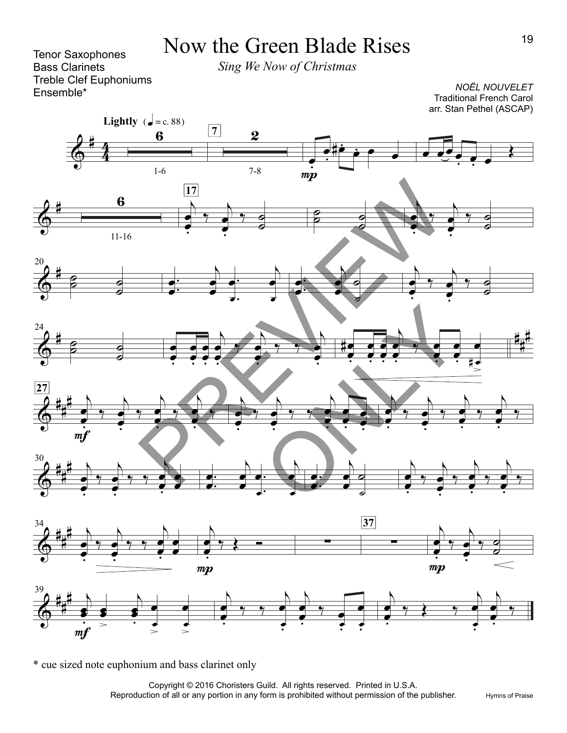Tenor Saxophones
Bass Clarinets
Treble Clef Euphoniums
Ensemble*

# Now the Green Blade Rises

*Sing We Now of Christmas*

*NOËL NOUVELET*
Traditional French Carol
arr. Stan Pethel (ASCAP)

\* cue sized note euphonium and bass clarinet only

Copyright © 2016 Choristers Guild. All rights reserved. Printed in U.S.A.
Reproduction of all or any portion in any form is prohibited without permission of the publisher.